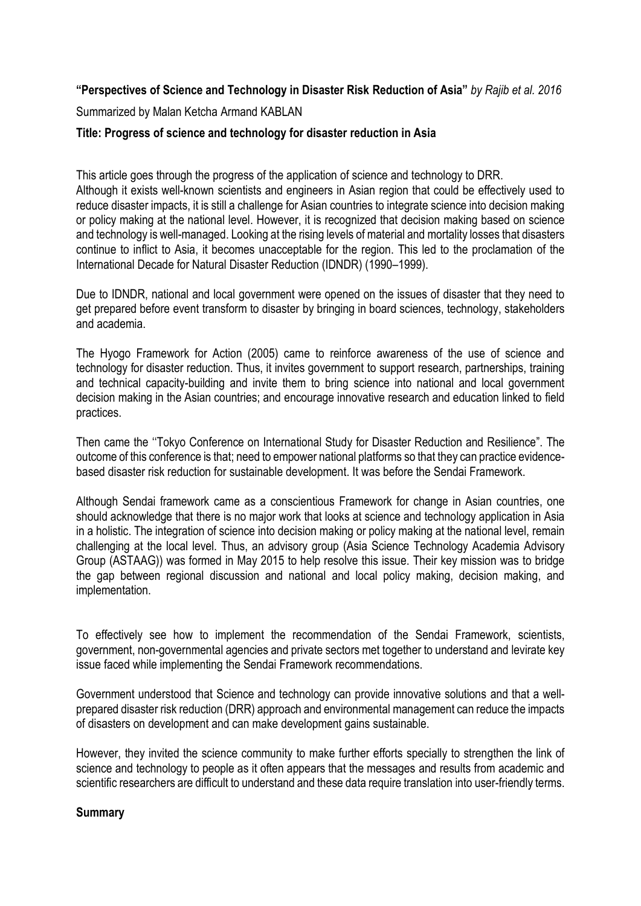**“Perspectives of Science and Technology in Disaster Risk Reduction of Asia”** *by Rajib et al. 2016*

Summarized by Malan Ketcha Armand KABLAN

**Title: Progress of science and technology for disaster reduction in Asia**

This article goes through the progress of the application of science and technology to DRR.
Although it exists well-known scientists and engineers in Asian region that could be effectively used to reduce disaster impacts, it is still a challenge for Asian countries to integrate science into decision making or policy making at the national level. However, it is recognized that decision making based on science and technology is well-managed. Looking at the rising levels of material and mortality losses that disasters continue to inflict to Asia, it becomes unacceptable for the region. This led to the proclamation of the International Decade for Natural Disaster Reduction (IDNDR) (1990–1999).

Due to IDNDR, national and local government were opened on the issues of disaster that they need to get prepared before event transform to disaster by bringing in board sciences, technology, stakeholders and academia.

The Hyogo Framework for Action (2005) came to reinforce awareness of the use of science and technology for disaster reduction. Thus, it invites government to support research, partnerships, training and technical capacity-building and invite them to bring science into national and local government decision making in the Asian countries; and encourage innovative research and education linked to field practices.

Then came the ‘‘Tokyo Conference on International Study for Disaster Reduction and Resilience”. The outcome of this conference is that; need to empower national platforms so that they can practice evidence-based disaster risk reduction for sustainable development. It was before the Sendai Framework.

Although Sendai framework came as a conscientious Framework for change in Asian countries, one should acknowledge that there is no major work that looks at science and technology application in Asia in a holistic. The integration of science into decision making or policy making at the national level, remain challenging at the local level. Thus, an advisory group (Asia Science Technology Academia Advisory Group (ASTAAG)) was formed in May 2015 to help resolve this issue. Their key mission was to bridge the gap between regional discussion and national and local policy making, decision making, and implementation.

To effectively see how to implement the recommendation of the Sendai Framework, scientists, government, non-governmental agencies and private sectors met together to understand and levirate key issue faced while implementing the Sendai Framework recommendations.

Government understood that Science and technology can provide innovative solutions and that a well-prepared disaster risk reduction (DRR) approach and environmental management can reduce the impacts of disasters on development and can make development gains sustainable.

However, they invited the science community to make further efforts specially to strengthen the link of science and technology to people as it often appears that the messages and results from academic and scientific researchers are difficult to understand and these data require translation into user-friendly terms.

**Summary**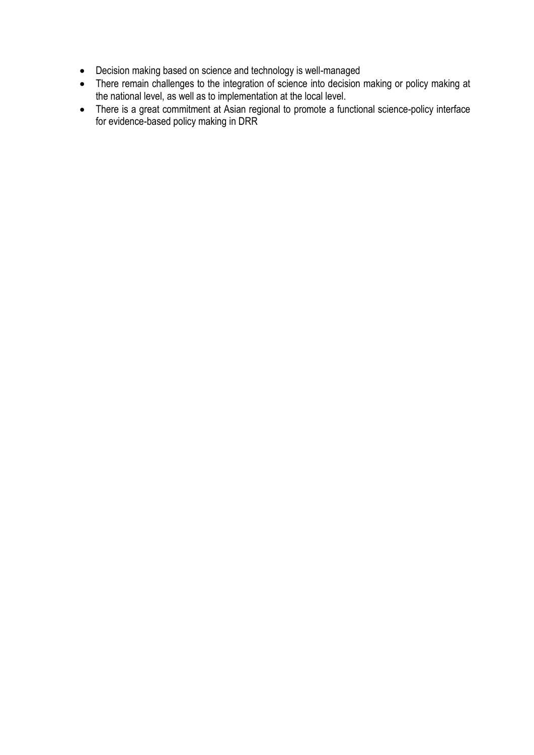- Decision making based on science and technology is well-managed
- There remain challenges to the integration of science into decision making or policy making at the national level, as well as to implementation at the local level.
- There is a great commitment at Asian regional to promote a functional science-policy interface for evidence-based policy making in DRR